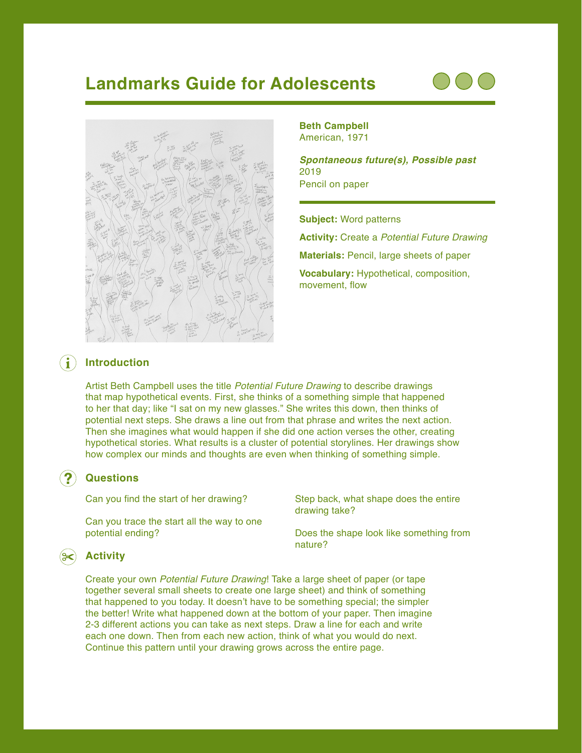# Landmarks Guide for Adolescents

**Beth Campbell**
American, 1971

***Spontaneous future(s), Possible past***
2019
Pencil on paper

**Subject:** Word patterns

**Activity:** Create a *Potential Future Drawing*

**Materials:** Pencil, large sheets of paper

**Vocabulary:** Hypothetical, composition, movement, flow

## Introduction

Artist Beth Campbell uses the title *Potential Future Drawing* to describe drawings that map hypothetical events. First, she thinks of a something simple that happened to her that day; like "I sat on my new glasses." She writes this down, then thinks of potential next steps. She draws a line out from that phrase and writes the next action. Then she imagines what would happen if she did one action verses the other, creating hypothetical stories. What results is a cluster of potential storylines. Her drawings show how complex our minds and thoughts are even when thinking of something simple.

## Questions

Can you find the start of her drawing?

Can you trace the start all the way to one potential ending?

Step back, what shape does the entire drawing take?

Does the shape look like something from nature?

## Activity

Create your own *Potential Future Drawing*! Take a large sheet of paper (or tape together several small sheets to create one large sheet) and think of something that happened to you today. It doesn't have to be something special; the simpler the better! Write what happened down at the bottom of your paper. Then imagine 2-3 different actions you can take as next steps. Draw a line for each and write each one down. Then from each new action, think of what you would do next. Continue this pattern until your drawing grows across the entire page.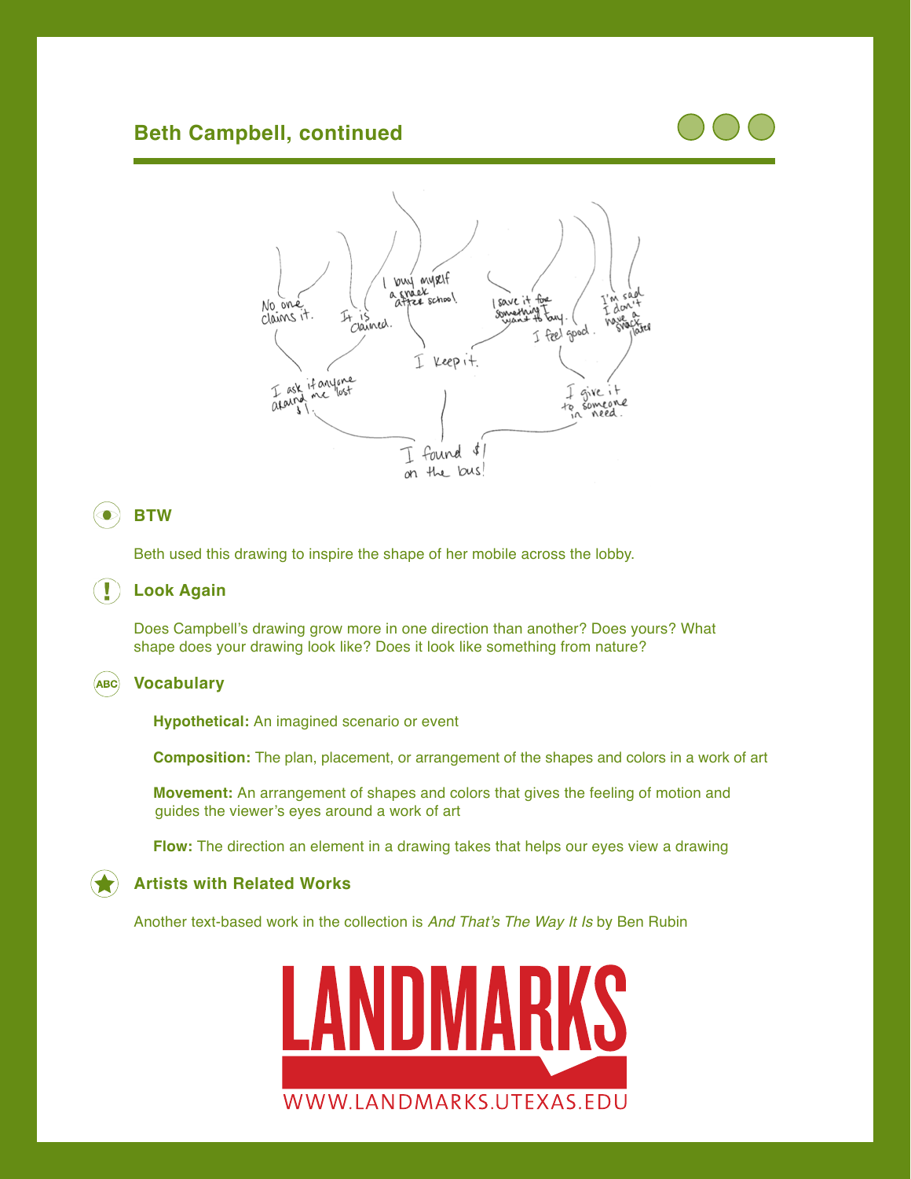## Beth Campbell, continued

No one claims it.
It is claimed.
I buy myself a snack after school!
I save it for something I want to buy.
I feel good.
I'm sad I don't have a snack later
I ask if anyone around me lost $1.
I keep it.
I give it to someone in need.
I found $1 on the bus!

### BTW

Beth used this drawing to inspire the shape of her mobile across the lobby.

### Look Again

Does Campbell's drawing grow more in one direction than another? Does yours? What shape does your drawing look like? Does it look like something from nature?

### Vocabulary

**Hypothetical:** An imagined scenario or event

**Composition:** The plan, placement, or arrangement of the shapes and colors in a work of art

**Movement:** An arrangement of shapes and colors that gives the feeling of motion and guides the viewer's eyes around a work of art

**Flow:** The direction an element in a drawing takes that helps our eyes view a drawing

### Artists with Related Works

Another text-based work in the collection is *And That's The Way It Is* by Ben Rubin

LANDMARKS

WWW.LANDMARKS.UTEXAS.EDU